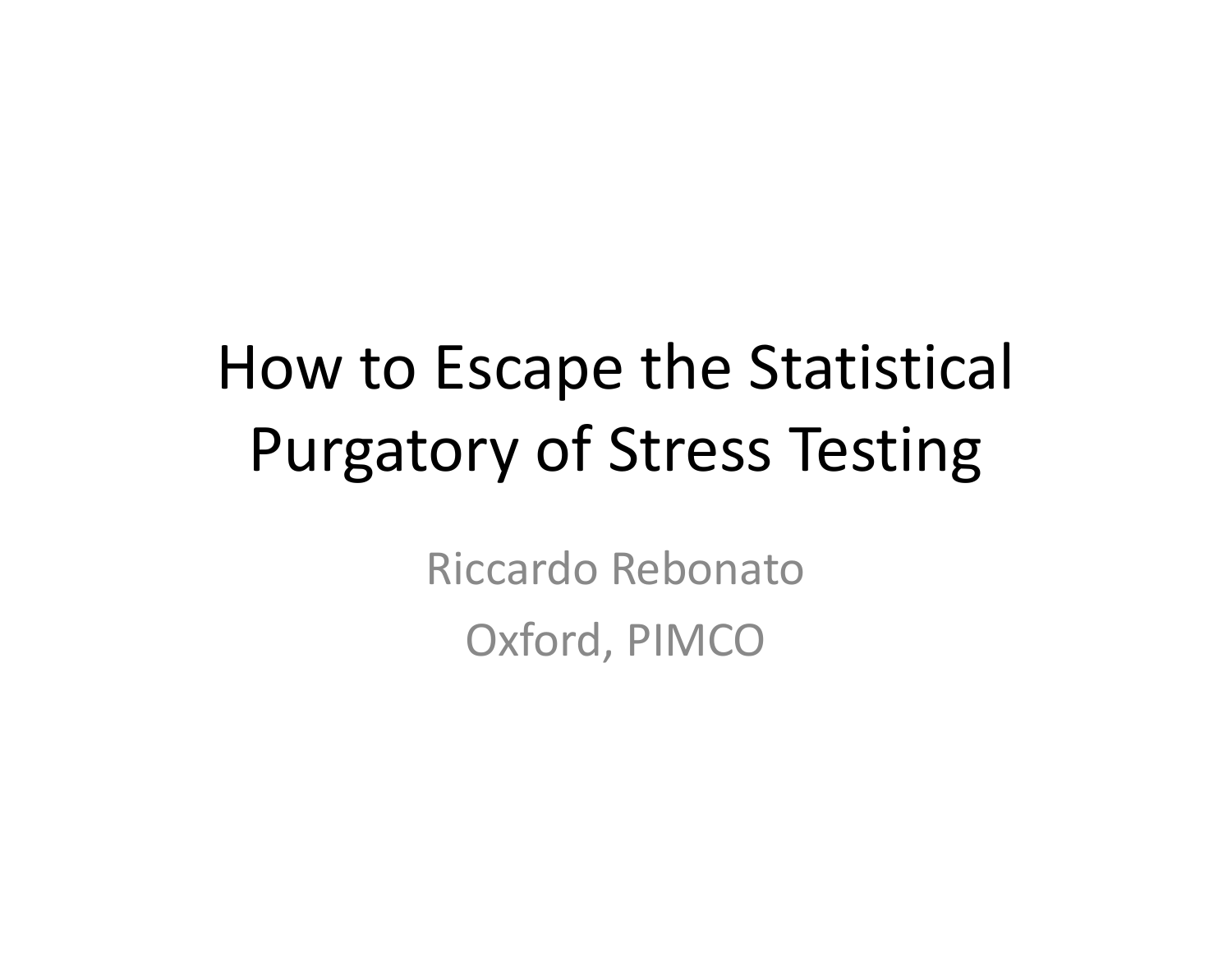# How to Escape the Statistical Purgatory of Stress Testing

Riccardo Rebonato

Oxford, PIMCO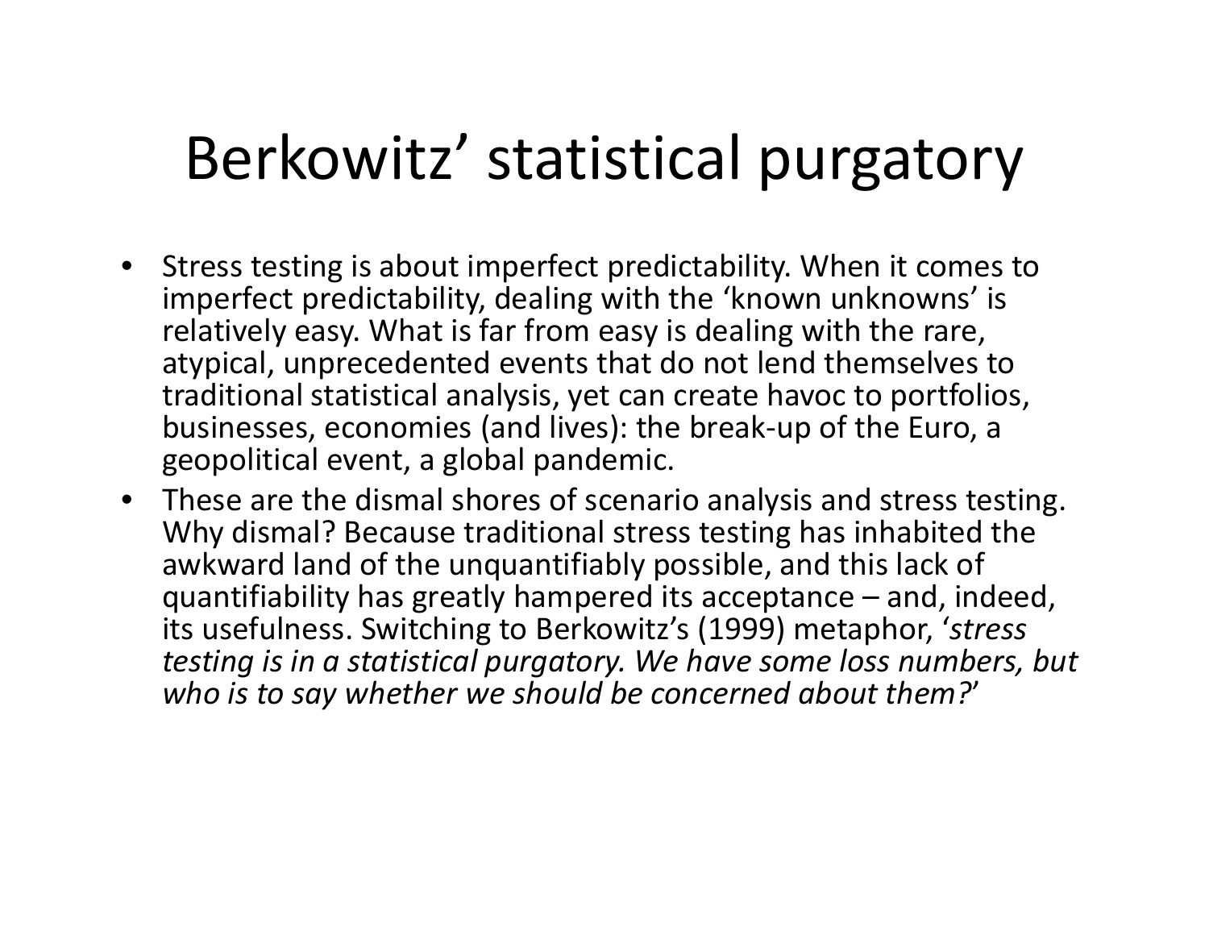# Berkowitz' statistical purgatory

- Stress testing is about imperfect predictability. When it comes to imperfect predictability, dealing with the 'known unknowns' is relatively easy. What is far from easy is dealing with the rare, atypical, unprecedented events that do not lend themselves to traditional statistical analysis, yet can create havoc to portfolios, businesses, economies (and lives): the break-up of the Euro, a geopolitical event, a global pandemic.
- These are the dismal shores of scenario analysis and stress testing. Why dismal? Because traditional stress testing has inhabited the awkward land of the unquantifiably possible, and this lack of quantifiability has greatly hampered its acceptance – and, indeed, its usefulness. Switching to Berkowitz's (1999) metaphor, '*stress testing is in a statistical purgatory. We have some loss numbers, but who is to say whether we should be concerned about them?*'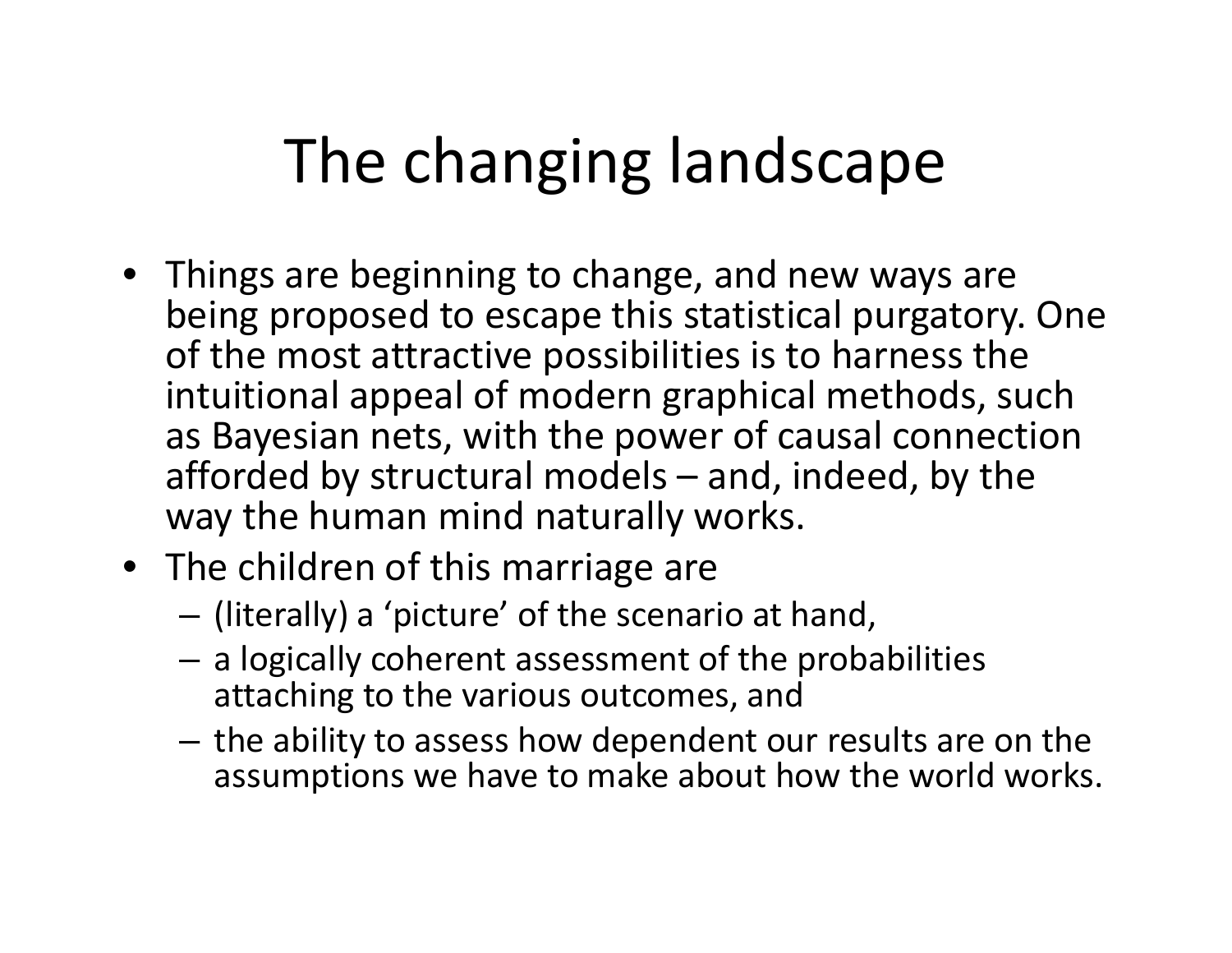# The changing landscape

- Things are beginning to change, and new ways are being proposed to escape this statistical purgatory. One of the most attractive possibilities is to harness the intuitional appeal of modern graphical methods, such as Bayesian nets, with the power of causal connection afforded by structural models – and, indeed, by the way the human mind naturally works.
- The children of this marriage are
  - (literally) a 'picture' of the scenario at hand,
  - a logically coherent assessment of the probabilities attaching to the various outcomes, and
  - the ability to assess how dependent our results are on the assumptions we have to make about how the world works.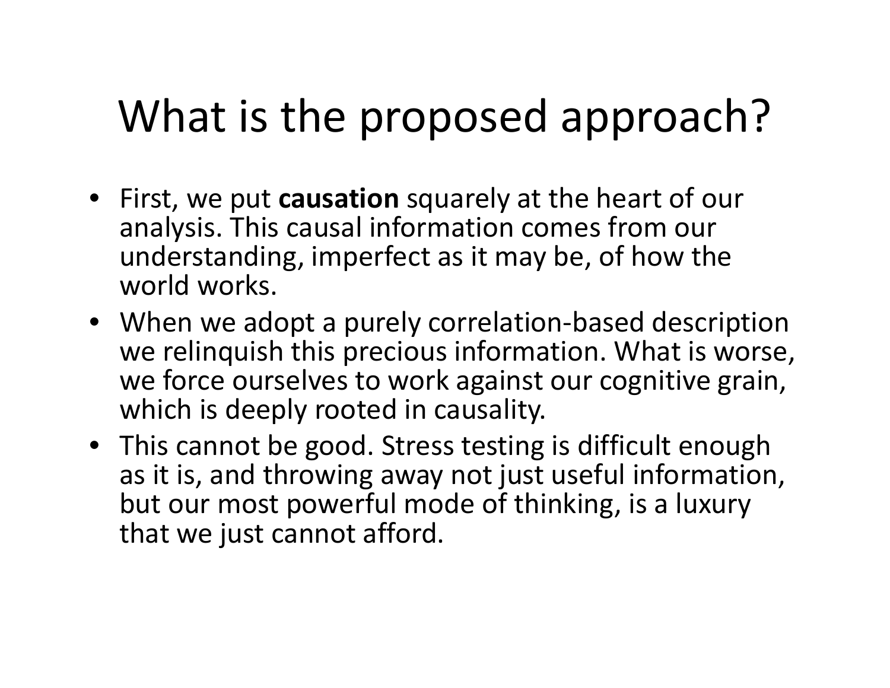# What is the proposed approach?

- First, we put **causation** squarely at the heart of our analysis. This causal information comes from our understanding, imperfect as it may be, of how the world works.
- When we adopt a purely correlation-based description we relinquish this precious information. What is worse, we force ourselves to work against our cognitive grain, which is deeply rooted in causality.
- This cannot be good. Stress testing is difficult enough as it is, and throwing away not just useful information, but our most powerful mode of thinking, is a luxury that we just cannot afford.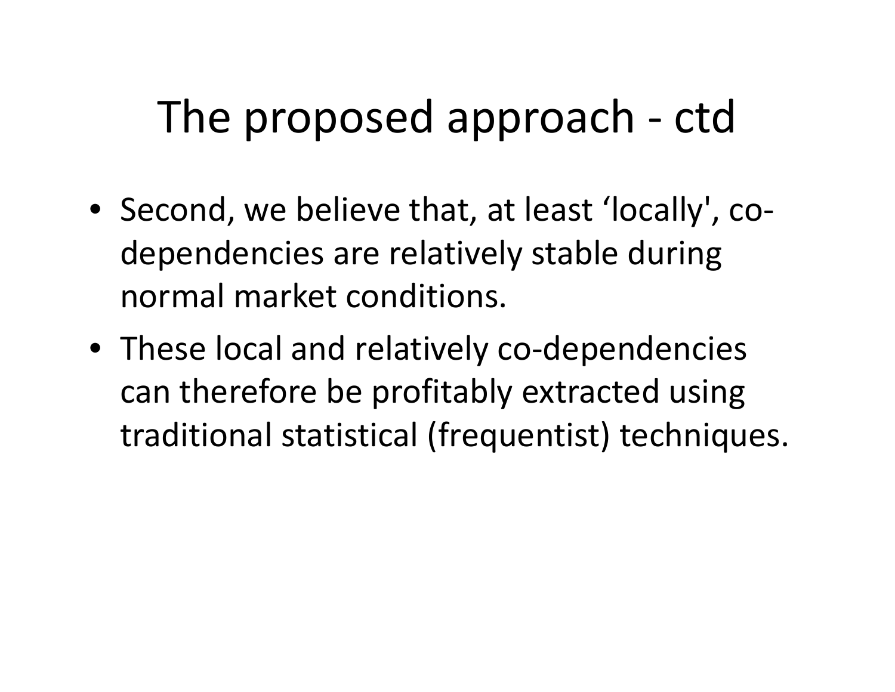# The proposed approach - ctd

- Second, we believe that, at least ‘locally', co-dependencies are relatively stable during normal market conditions.
- These local and relatively co-dependencies can therefore be profitably extracted using traditional statistical (frequentist) techniques.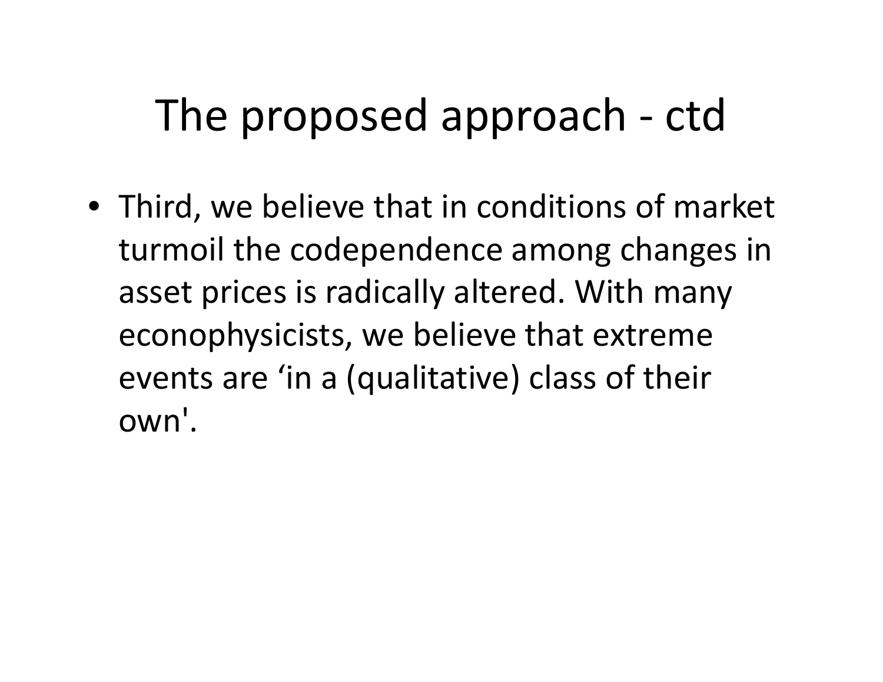# The proposed approach - ctd

- Third, we believe that in conditions of market turmoil the codependence among changes in asset prices is radically altered. With many econophysicists, we believe that extreme events are ‘in a (qualitative) class of their own'.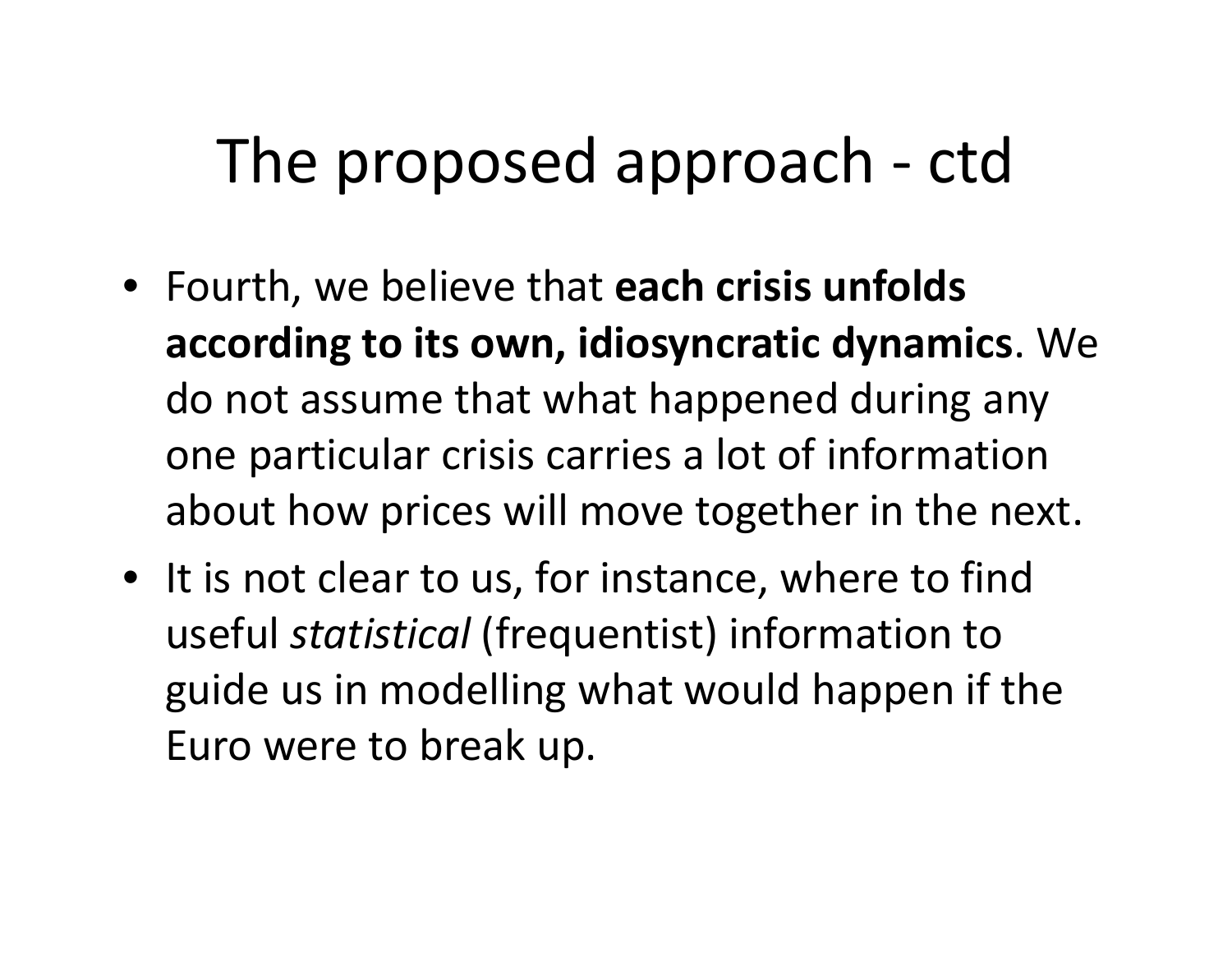# The proposed approach - ctd

- Fourth, we believe that **each crisis unfolds according to its own, idiosyncratic dynamics**. We do not assume that what happened during any one particular crisis carries a lot of information about how prices will move together in the next.
- It is not clear to us, for instance, where to find useful *statistical* (frequentist) information to guide us in modelling what would happen if the Euro were to break up.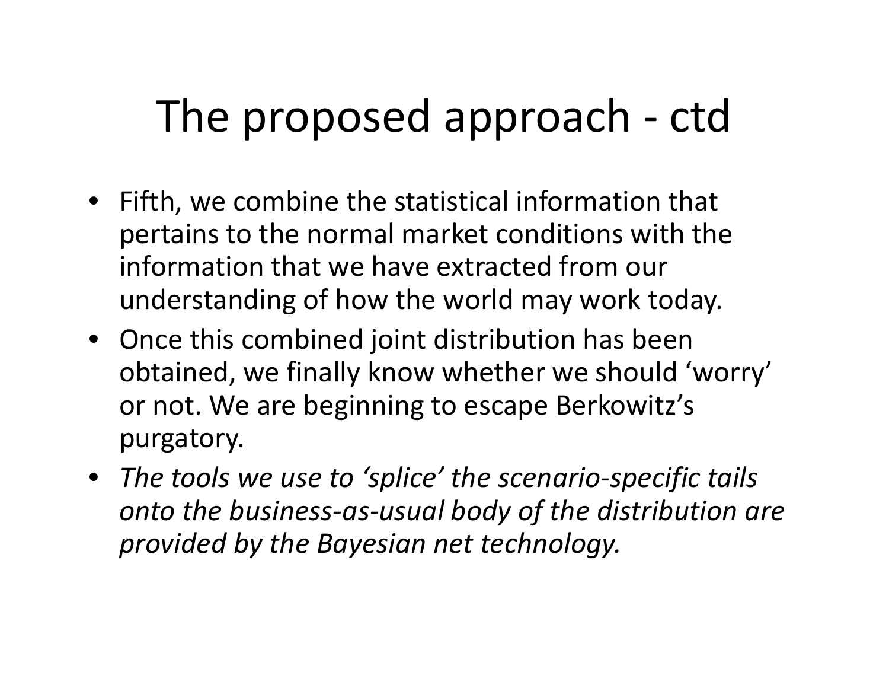# The proposed approach - ctd

- Fifth, we combine the statistical information that pertains to the normal market conditions with the information that we have extracted from our understanding of how the world may work today.
- Once this combined joint distribution has been obtained, we finally know whether we should ‘worry’ or not. We are beginning to escape Berkowitz’s purgatory.
- *The tools we use to ‘splice’ the scenario-specific tails onto the business-as-usual body of the distribution are provided by the Bayesian net technology.*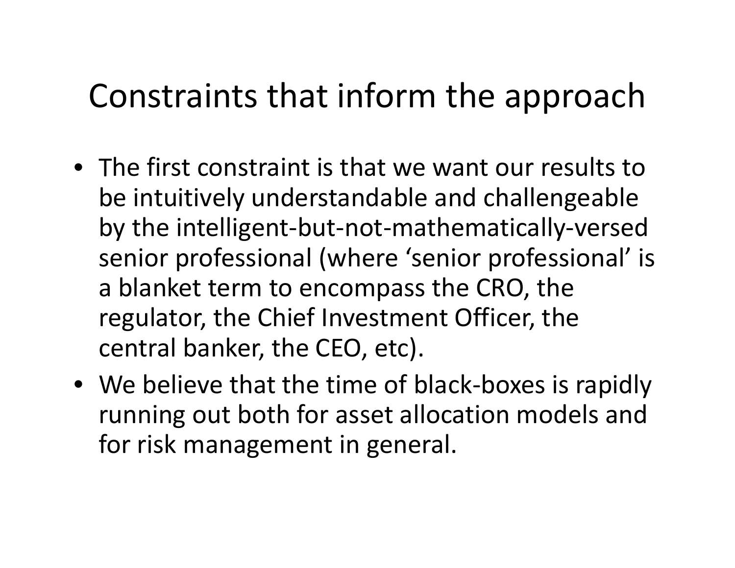# Constraints that inform the approach

- The first constraint is that we want our results to be intuitively understandable and challengeable by the intelligent-but-not-mathematically-versed senior professional (where 'senior professional' is a blanket term to encompass the CRO, the regulator, the Chief Investment Officer, the central banker, the CEO, etc).
- We believe that the time of black-boxes is rapidly running out both for asset allocation models and for risk management in general.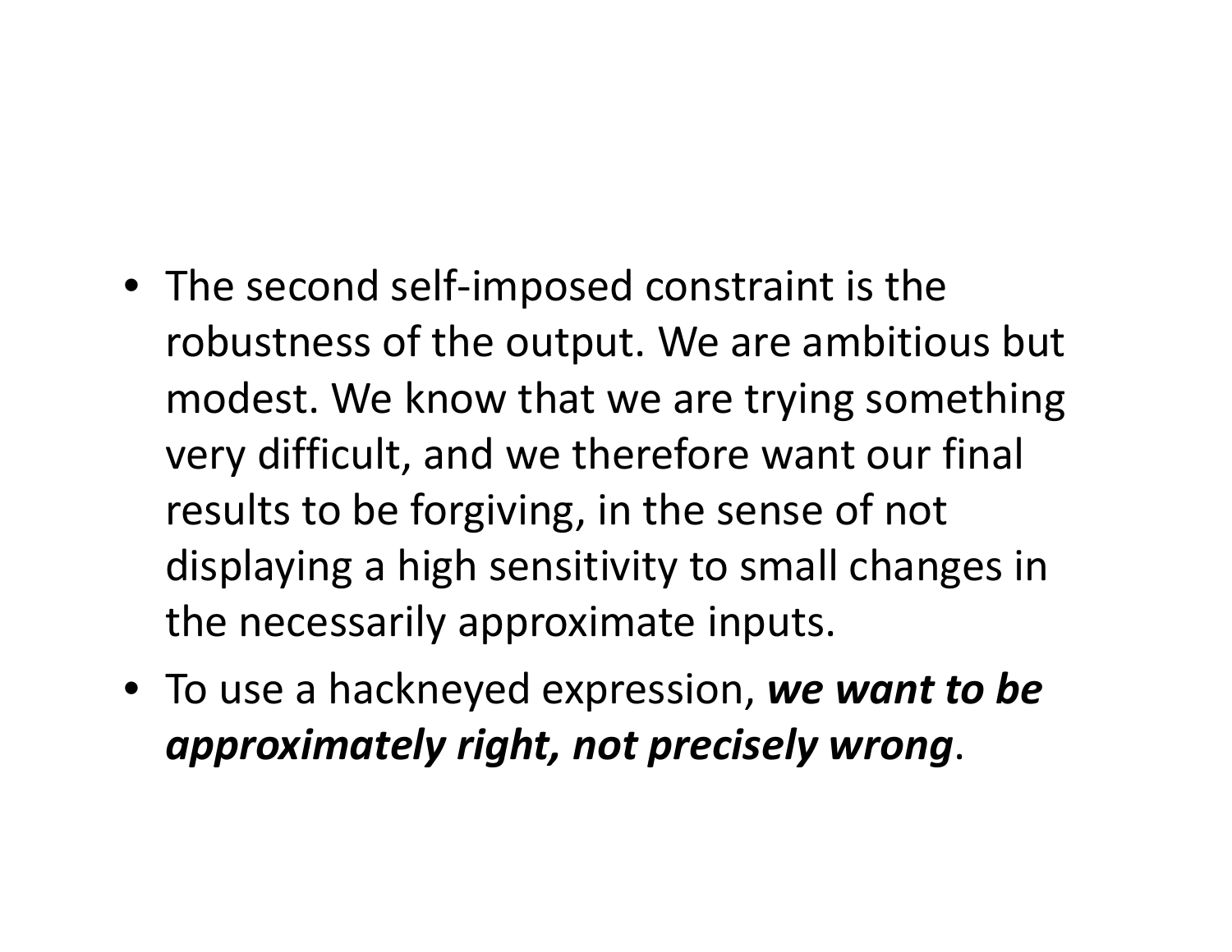- The second self-imposed constraint is the robustness of the output. We are ambitious but modest. We know that we are trying something very difficult, and we therefore want our final results to be forgiving, in the sense of not displaying a high sensitivity to small changes in the necessarily approximate inputs.
- To use a hackneyed expression, ***we want to be approximately right, not precisely wrong***.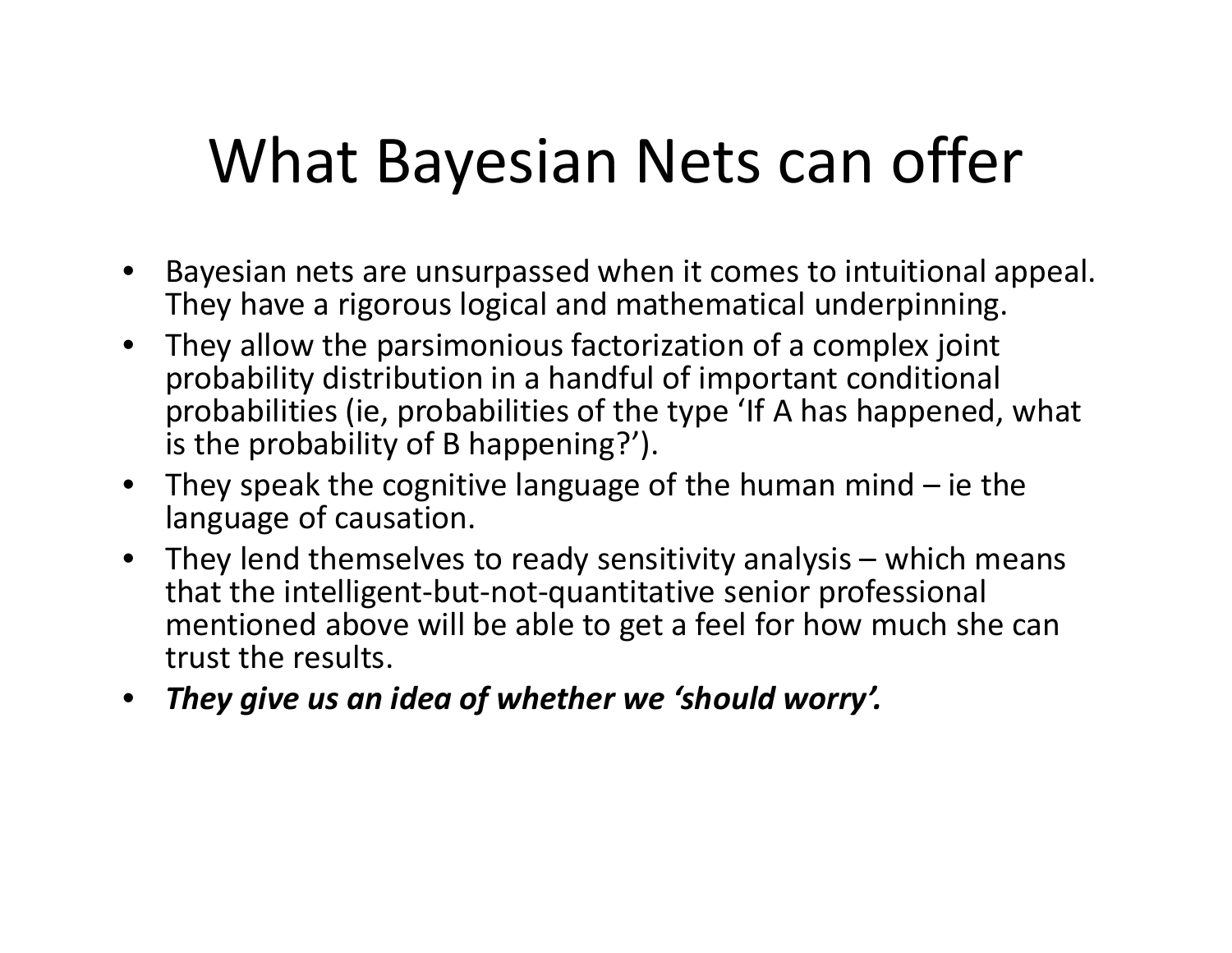# What Bayesian Nets can offer

- Bayesian nets are unsurpassed when it comes to intuitional appeal. They have a rigorous logical and mathematical underpinning.
- They allow the parsimonious factorization of a complex joint probability distribution in a handful of important conditional probabilities (ie, probabilities of the type 'If A has happened, what is the probability of B happening?').
- They speak the cognitive language of the human mind – ie the language of causation.
- They lend themselves to ready sensitivity analysis – which means that the intelligent-but-not-quantitative senior professional mentioned above will be able to get a feel for how much she can trust the results.
- ***They give us an idea of whether we 'should worry'.***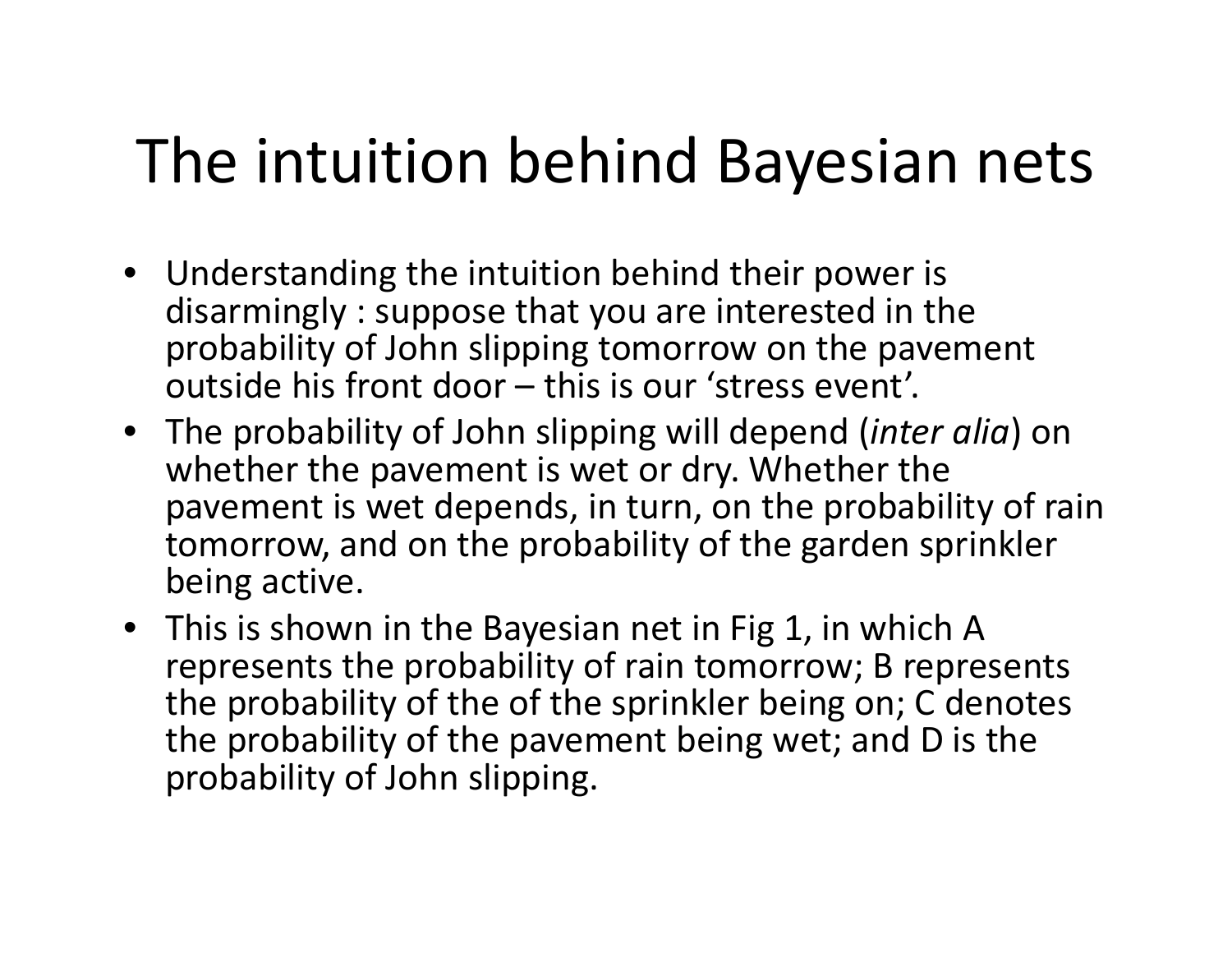# The intuition behind Bayesian nets

- Understanding the intuition behind their power is disarmingly : suppose that you are interested in the probability of John slipping tomorrow on the pavement outside his front door – this is our 'stress event'.
- The probability of John slipping will depend (*inter alia*) on whether the pavement is wet or dry. Whether the pavement is wet depends, in turn, on the probability of rain tomorrow, and on the probability of the garden sprinkler being active.
- This is shown in the Bayesian net in Fig 1, in which A represents the probability of rain tomorrow; B represents the probability of the of the sprinkler being on; C denotes the probability of the pavement being wet; and D is the probability of John slipping.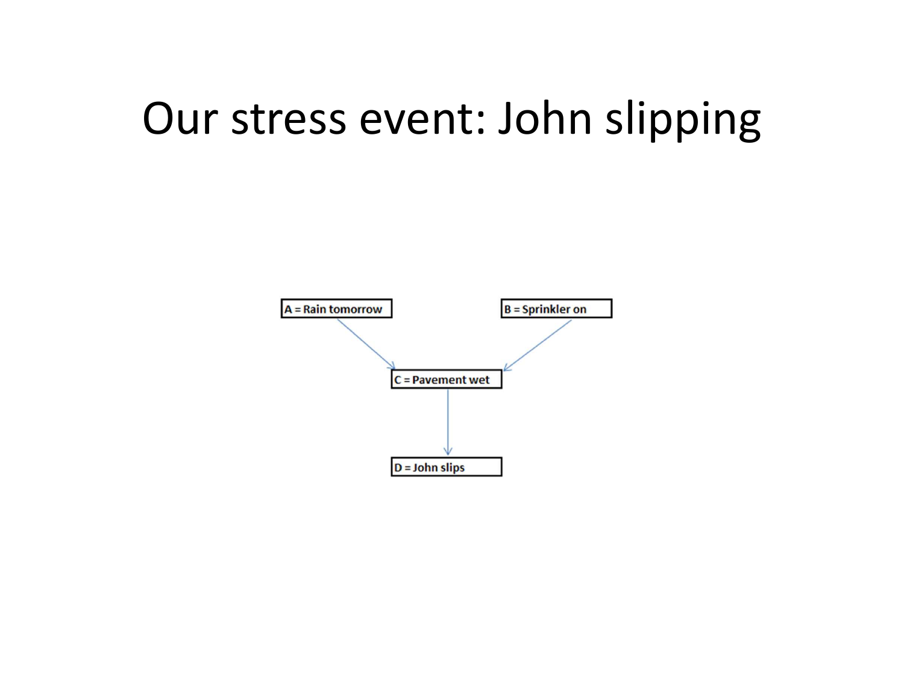# Our stress event: John slipping

A = Rain tomorrow

B = Sprinkler on

C = Pavement wet

D = John slips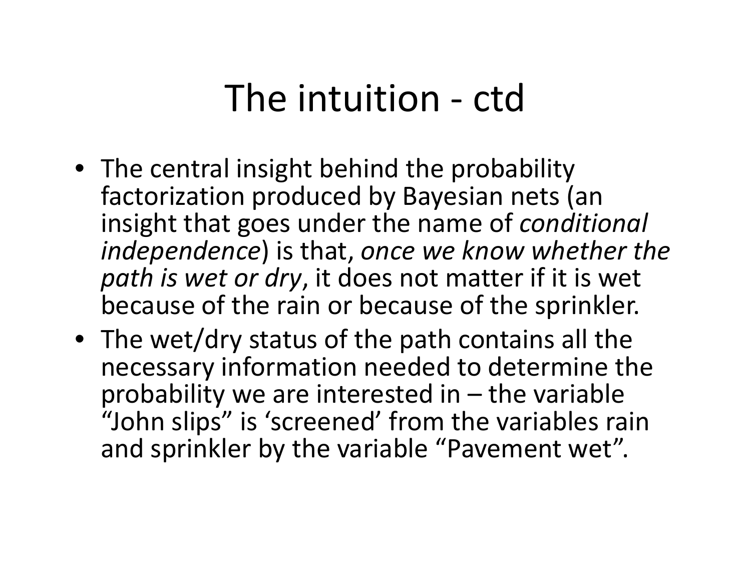# The intuition - ctd

- The central insight behind the probability factorization produced by Bayesian nets (an insight that goes under the name of *conditional independence*) is that, *once we know whether the path is wet or dry*, it does not matter if it is wet because of the rain or because of the sprinkler.
- The wet/dry status of the path contains all the necessary information needed to determine the probability we are interested in – the variable "John slips" is 'screened' from the variables rain and sprinkler by the variable "Pavement wet".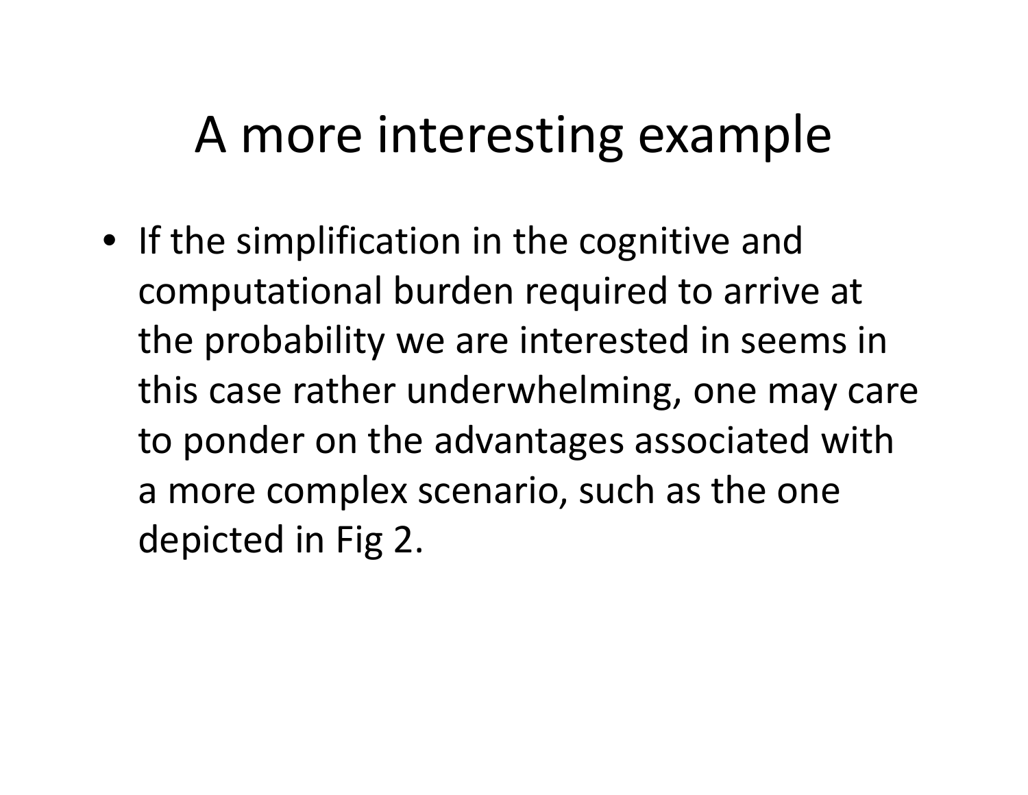# A more interesting example

- If the simplification in the cognitive and computational burden required to arrive at the probability we are interested in seems in this case rather underwhelming, one may care to ponder on the advantages associated with a more complex scenario, such as the one depicted in Fig 2.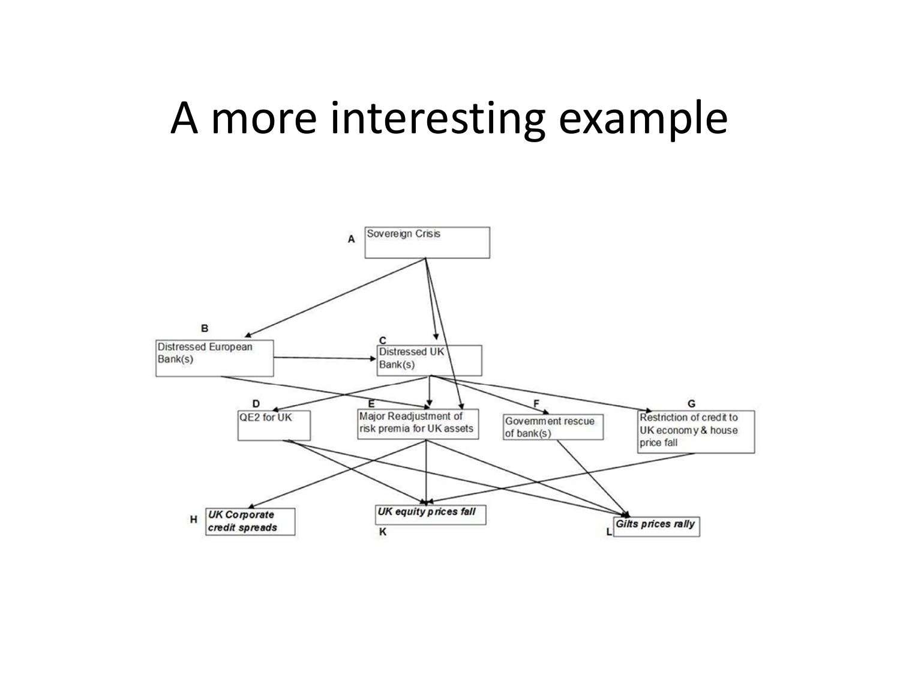# A more interesting example

A Sovereign Crisis

B Distressed European Bank(s)

C Distressed UK Bank(s)

D QE2 for UK

E Major Readjustment of risk premia for UK assets

F Government rescue of bank(s)

G Restriction of credit to UK economy & house price fall

H ***UK Corporate credit spreads***

K ***UK equity prices fall***

L ***Gilts prices rally***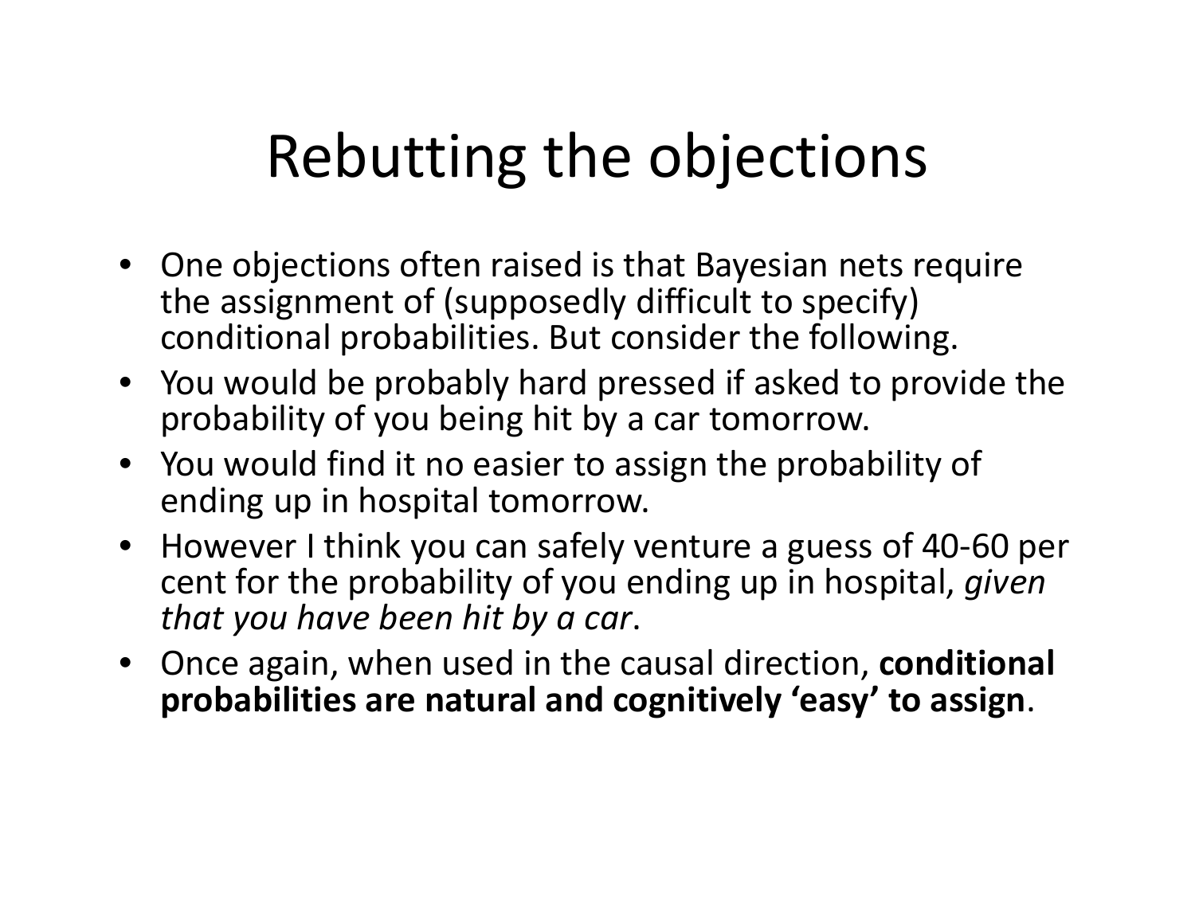# Rebutting the objections

- One objections often raised is that Bayesian nets require the assignment of (supposedly difficult to specify) conditional probabilities. But consider the following.
- You would be probably hard pressed if asked to provide the probability of you being hit by a car tomorrow.
- You would find it no easier to assign the probability of ending up in hospital tomorrow.
- However I think you can safely venture a guess of 40-60 per cent for the probability of you ending up in hospital, *given that you have been hit by a car*.
- Once again, when used in the causal direction, **conditional probabilities are natural and cognitively 'easy' to assign**.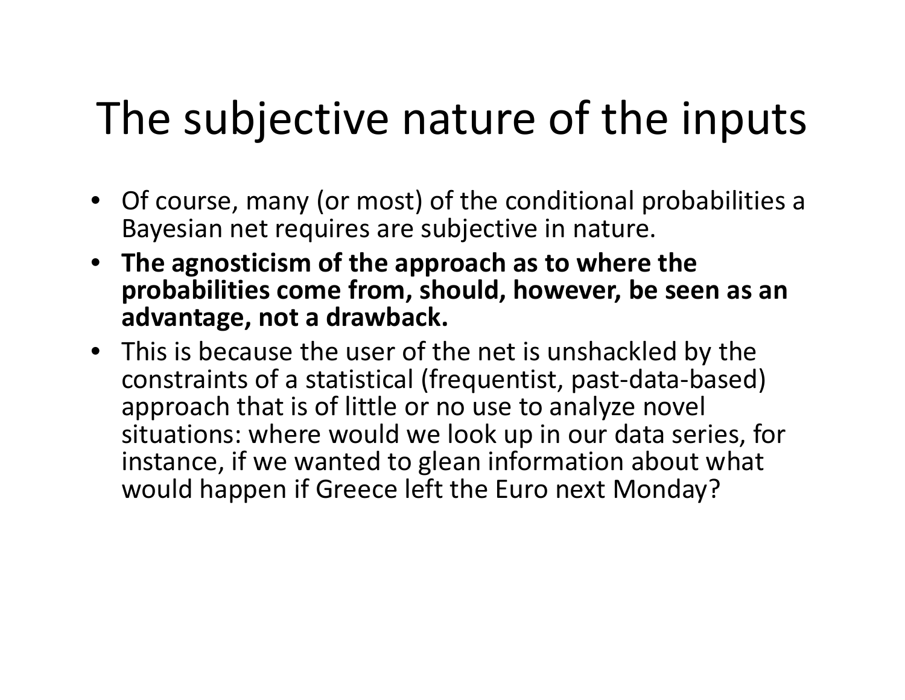# The subjective nature of the inputs

- Of course, many (or most) of the conditional probabilities a Bayesian net requires are subjective in nature.
- **The agnosticism of the approach as to where the probabilities come from, should, however, be seen as an advantage, not a drawback.**
- This is because the user of the net is unshackled by the constraints of a statistical (frequentist, past-data-based) approach that is of little or no use to analyze novel situations: where would we look up in our data series, for instance, if we wanted to glean information about what would happen if Greece left the Euro next Monday?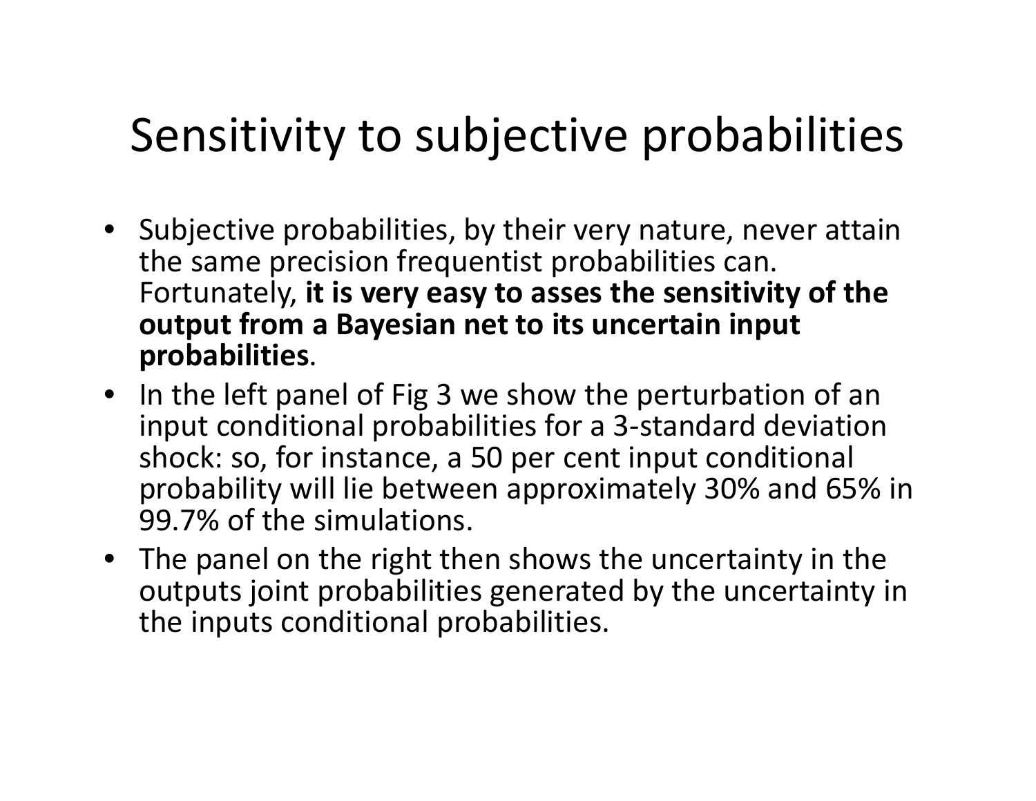# Sensitivity to subjective probabilities

- Subjective probabilities, by their very nature, never attain the same precision frequentist probabilities can. Fortunately, **it is very easy to asses the sensitivity of the output from a Bayesian net to its uncertain input probabilities**.
- In the left panel of Fig 3 we show the perturbation of an input conditional probabilities for a 3-standard deviation shock: so, for instance, a 50 per cent input conditional probability will lie between approximately 30% and 65% in 99.7% of the simulations.
- The panel on the right then shows the uncertainty in the outputs joint probabilities generated by the uncertainty in the inputs conditional probabilities.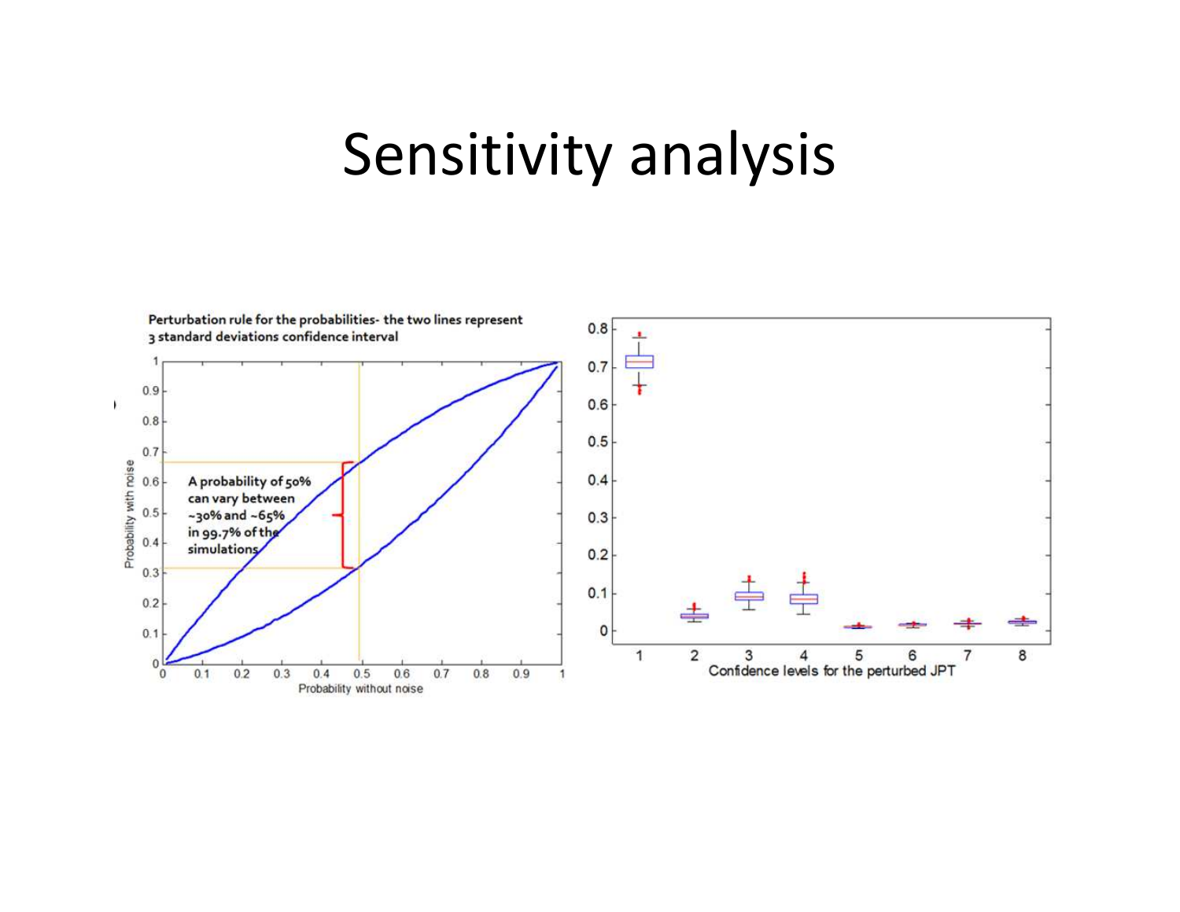# Sensitivity analysis

Perturbation rule for the probabilities- the two lines represent 3 standard deviations confidence interval

A probability of 50% can vary between ~30% and ~65% in 99.7% of the simulations

Probability with noise

Probability without noise

Confidence levels for the perturbed JPT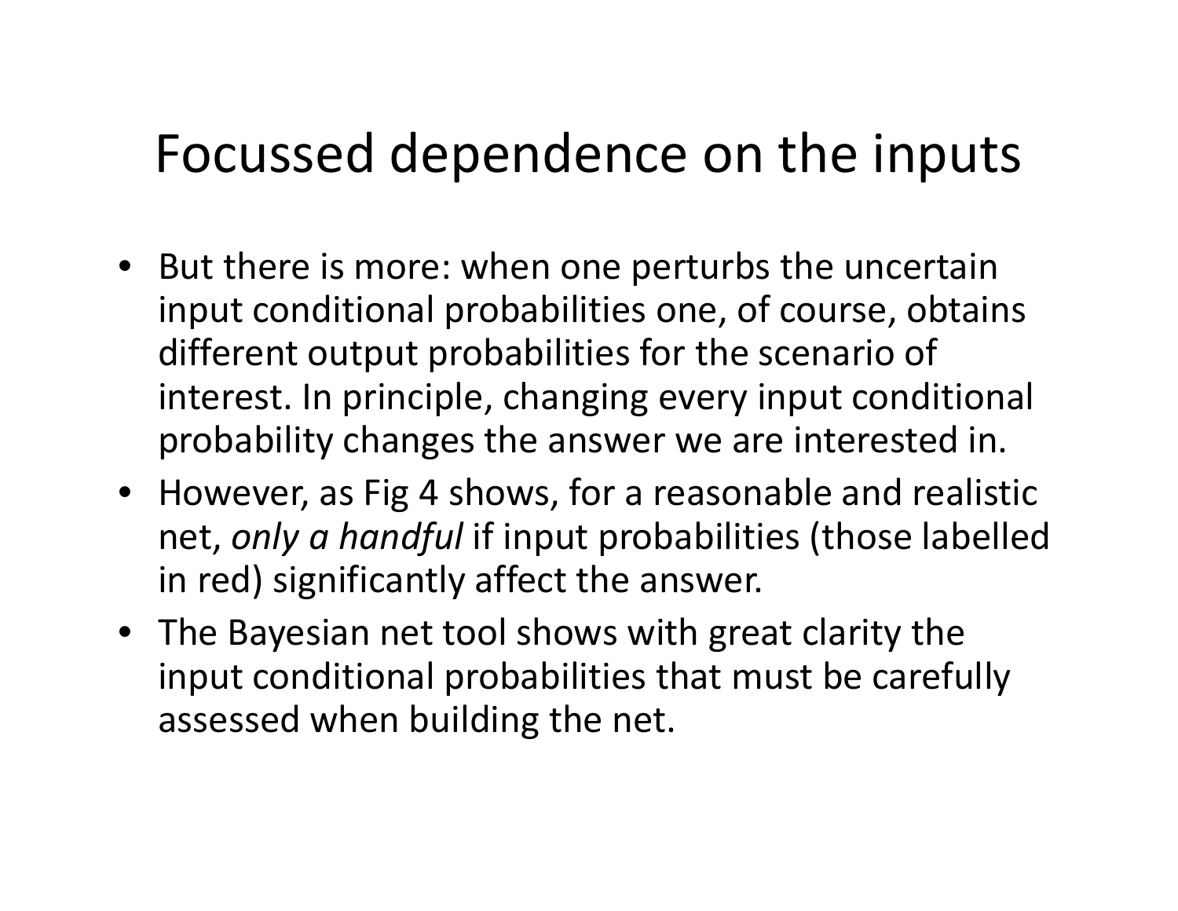# Focussed dependence on the inputs

- But there is more: when one perturbs the uncertain input conditional probabilities one, of course, obtains different output probabilities for the scenario of interest. In principle, changing every input conditional probability changes the answer we are interested in.
- However, as Fig 4 shows, for a reasonable and realistic net, *only a handful* if input probabilities (those labelled in red) significantly affect the answer.
- The Bayesian net tool shows with great clarity the input conditional probabilities that must be carefully assessed when building the net.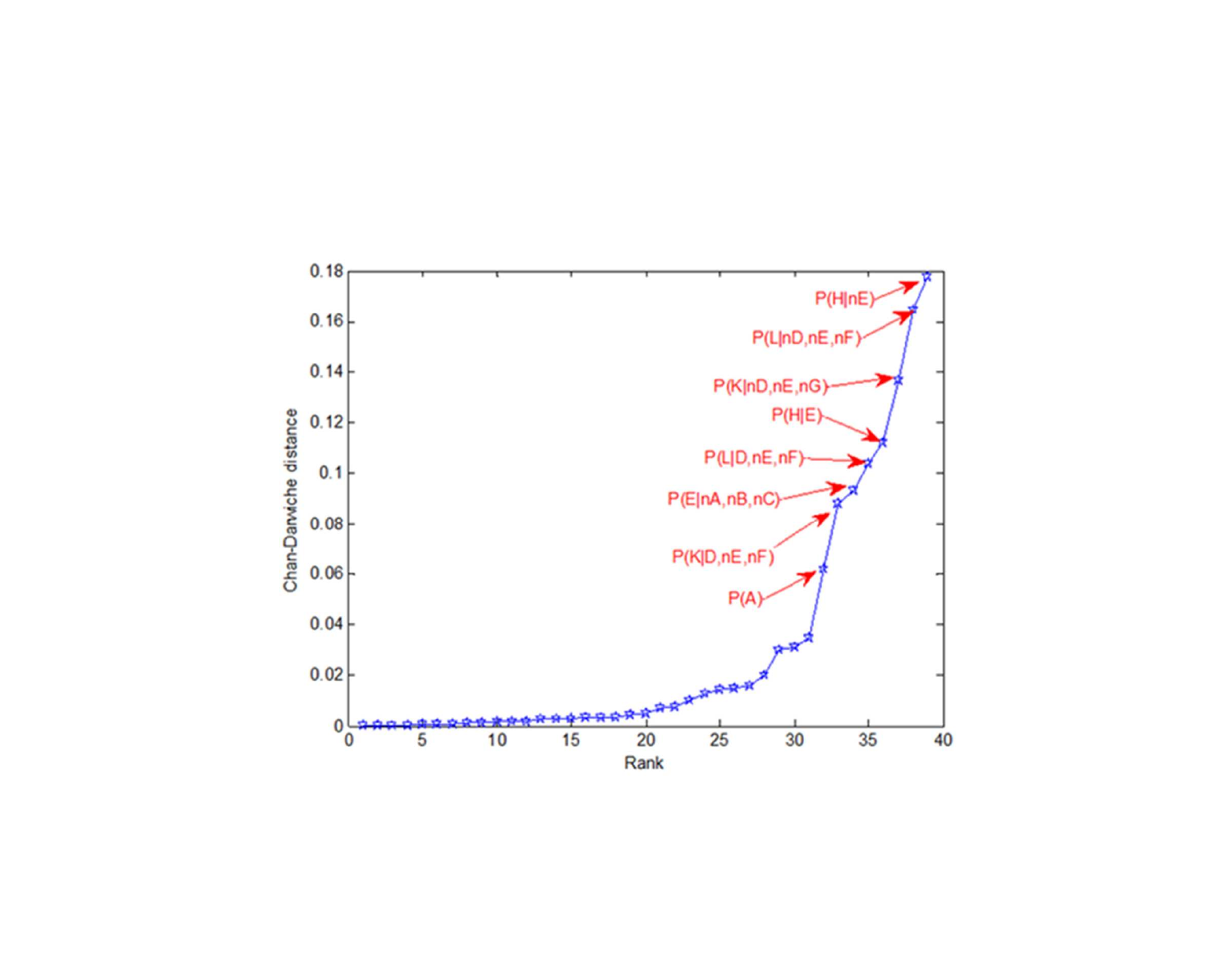Chan-Darwiche distance

Rank

P(H|nE)

P(L|nD,nE,nF)

P(K|nD,nE,nG)

P(H|E)

P(L|D,nE,nF)

P(E|nA,nB,nC)

P(K|D,nE,nF)

P(A)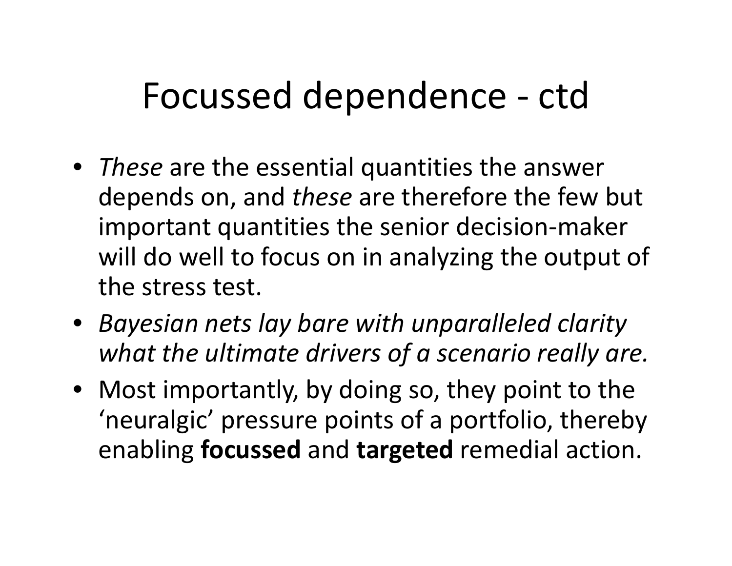# Focussed dependence - ctd

- *These* are the essential quantities the answer depends on, and *these* are therefore the few but important quantities the senior decision-maker will do well to focus on in analyzing the output of the stress test.
- *Bayesian nets lay bare with unparalleled clarity what the ultimate drivers of a scenario really are.*
- Most importantly, by doing so, they point to the 'neuralgic' pressure points of a portfolio, thereby enabling **focussed** and **targeted** remedial action.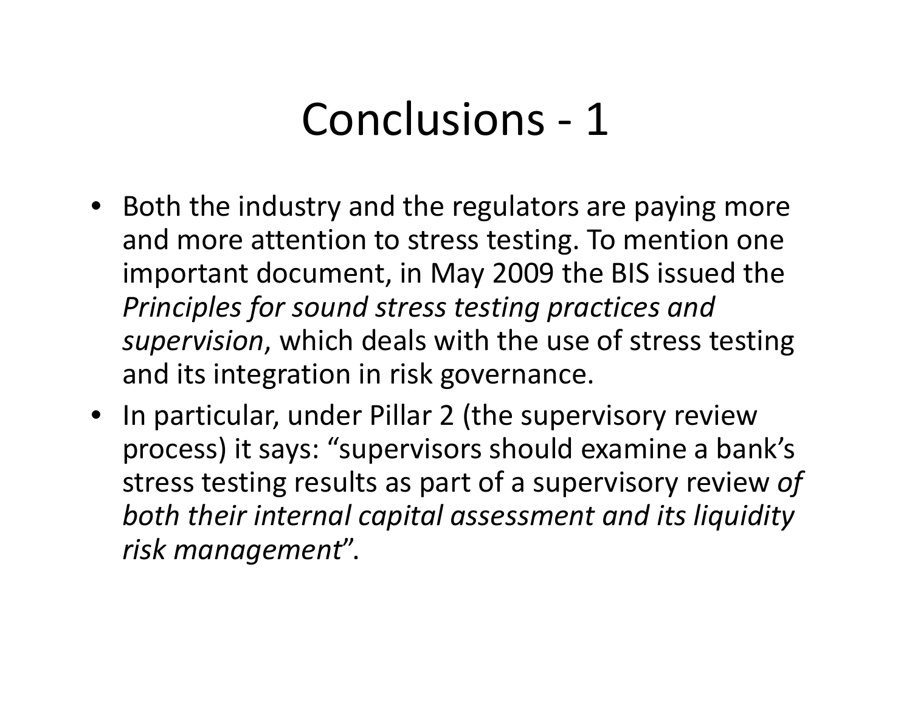# Conclusions - 1

- Both the industry and the regulators are paying more and more attention to stress testing. To mention one important document, in May 2009 the BIS issued the *Principles for sound stress testing practices and supervision*, which deals with the use of stress testing and its integration in risk governance.
- In particular, under Pillar 2 (the supervisory review process) it says: "supervisors should examine a bank's stress testing results as part of a supervisory review *of both their internal capital assessment and its liquidity risk management*".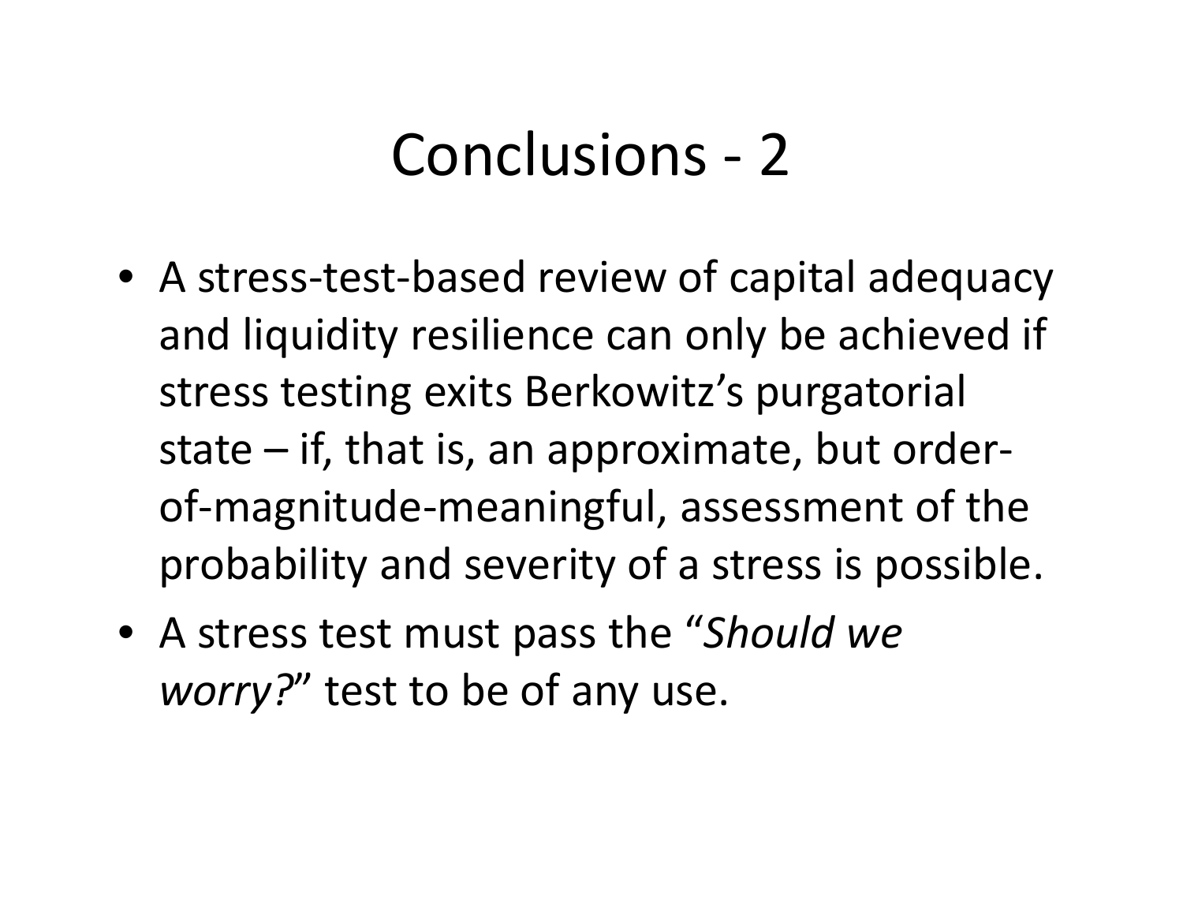# Conclusions - 2

- A stress-test-based review of capital adequacy and liquidity resilience can only be achieved if stress testing exits Berkowitz's purgatorial state – if, that is, an approximate, but order-of-magnitude-meaningful, assessment of the probability and severity of a stress is possible.
- A stress test must pass the "*Should we worry?*" test to be of any use.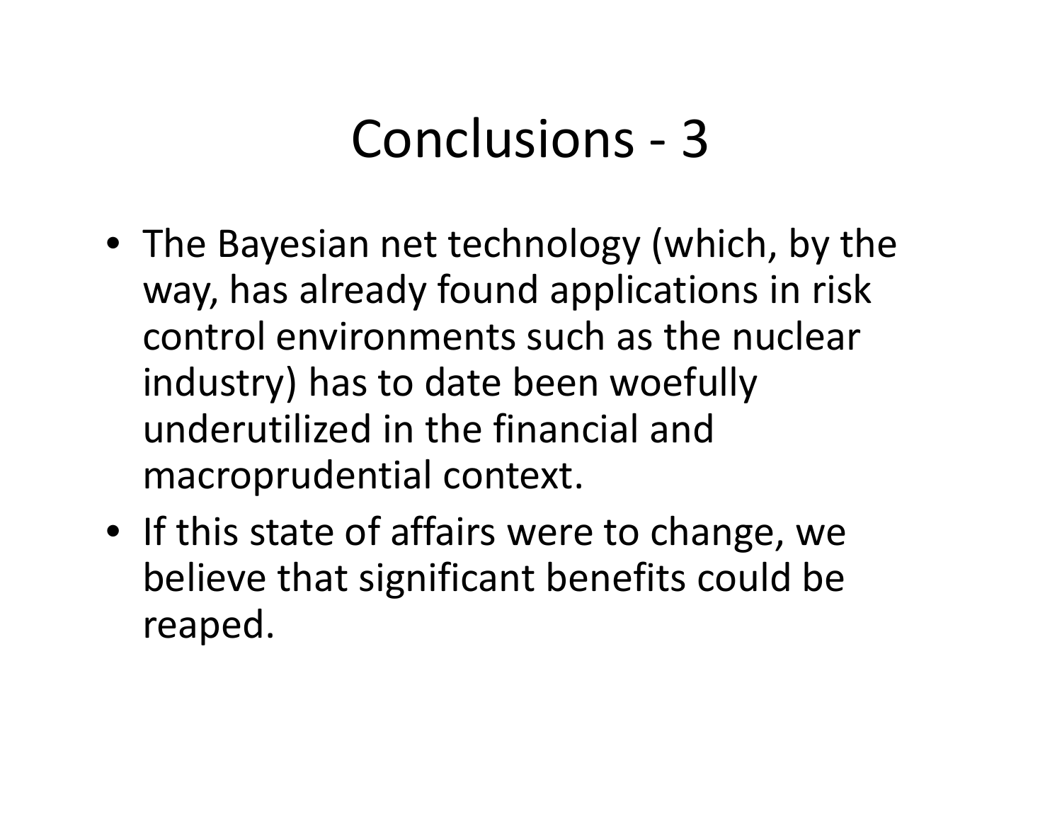# Conclusions - 3

- The Bayesian net technology (which, by the way, has already found applications in risk control environments such as the nuclear industry) has to date been woefully underutilized in the financial and macroprudential context.
- If this state of affairs were to change, we believe that significant benefits could be reaped.